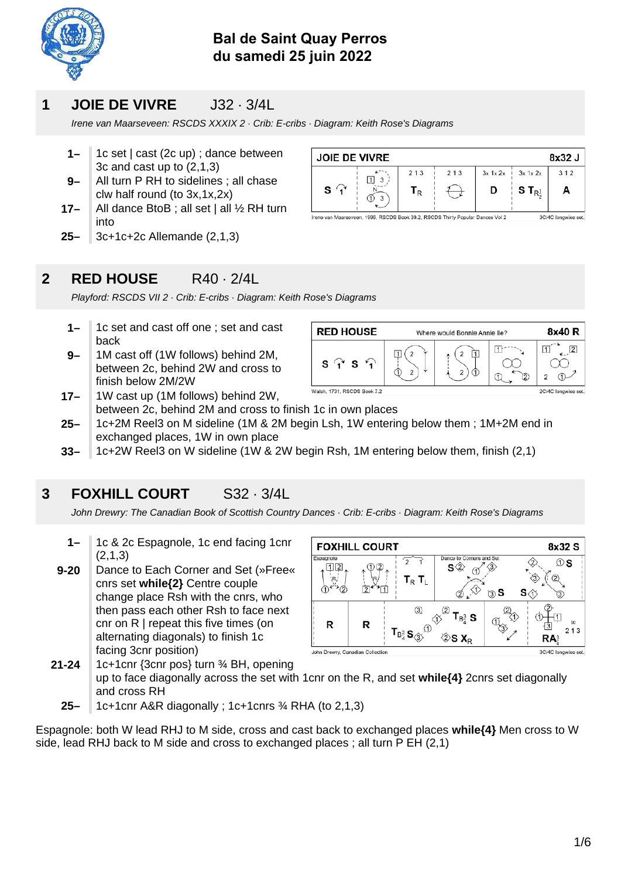## Bal de Saint Quay Perros
## du samedi 25 juin 2022

## 1 JOIE DE VIVRE J32 · 3/4L

*Irene van Maarseveen: RSCDS XXXIX 2 · Crib: E-cribs · Diagram: Keith Rose's Diagrams*

- **1–** 1c set | cast (2c up) ; dance between 3c and cast up to (2,1,3)
- **9–** All turn P RH to sidelines ; all chase clw half round (to 3x,1x,2x)
- **17–** All dance BtoB ; all set | all ½ RH turn into
- **25–** 3c+1c+2c Allemande (2,1,3)

## 2 RED HOUSE R40 · 2/4L

*Playford: RSCDS VII 2 · Crib: E-cribs · Diagram: Keith Rose's Diagrams*

- **1–** 1c set and cast off one ; set and cast back
- **9–** 1M cast off (1W follows) behind 2M, between 2c, behind 2W and cross to finish below 2M/2W
- **17–** 1W cast up (1M follows) behind 2W, between 2c, behind 2M and cross to finish 1c in own places
- **25–** 1c+2M Reel3 on M sideline (1M & 2M begin Lsh, 1W entering below them ; 1M+2M end in exchanged places, 1W in own place
- **33–** 1c+2W Reel3 on W sideline (1W & 2W begin Rsh, 1M entering below them, finish (2,1)

## 3 FOXHILL COURT S32 · 3/4L

*John Drewry: The Canadian Book of Scottish Country Dances · Crib: E-cribs · Diagram: Keith Rose's Diagrams*

- **1–** 1c & 2c Espagnole, 1c end facing 1cnr (2,1,3)
- **9-20** Dance to Each Corner and Set (»Free« cnrs set **while{2}** Centre couple change place Rsh with the cnrs, who then pass each other Rsh to face next cnr on R | repeat this five times (on alternating diagonals) to finish 1c facing 3cnr position)
- **21-24** 1c+1cnr {3cnr pos} turn ¾ BH, opening up to face diagonally across the set with 1cnr on the R, and set **while{4}** 2cnrs set diagonally and cross RH
- **25–** 1c+1cnr A&R diagonally ; 1c+1cnrs ¾ RHA (to 2,1,3)

Espagnole: both W lead RHJ to M side, cross and cast back to exchanged places **while{4}** Men cross to W side, lead RHJ back to M side and cross to exchanged places ; all turn P EH (2,1)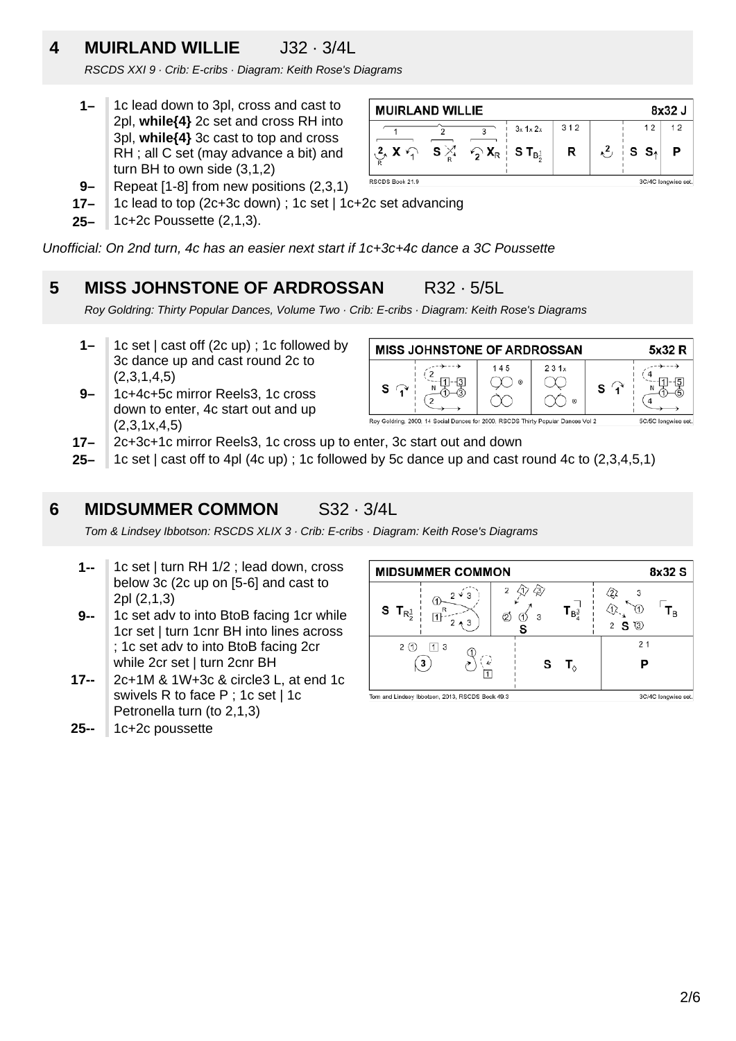## 4 MUIRLAND WILLIE J32 · 3/4L

*RSCDS XXI 9 · Crib: E-cribs · Diagram: Keith Rose's Diagrams*

- **1–** 1c lead down to 3pl, cross and cast to 2pl, **while{4}** 2c set and cross RH into 3pl, **while{4}** 3c cast to top and cross RH ; all C set (may advance a bit) and turn BH to own side (3,1,2)
- **9–** Repeat [1-8] from new positions (2,3,1)
- **17–** 1c lead to top (2c+3c down) ; 1c set | 1c+2c set advancing
- **25–** 1c+2c Poussette (2,1,3).

*Unofficial: On 2nd turn, 4c has an easier next start if 1c+3c+4c dance a 3C Poussette*

## 5 MISS JOHNSTONE OF ARDROSSAN R32 · 5/5L

*Roy Goldring: Thirty Popular Dances, Volume Two · Crib: E-cribs · Diagram: Keith Rose's Diagrams*

- **1–** 1c set | cast off (2c up) ; 1c followed by 3c dance up and cast round 2c to (2,3,1,4,5)
- **9–** 1c+4c+5c mirror Reels3, 1c cross down to enter, 4c start out and up (2,3,1x,4,5)
- **17–** 2c+3c+1c mirror Reels3, 1c cross up to enter, 3c start out and down
- **25–** 1c set | cast off to 4pl (4c up) ; 1c followed by 5c dance up and cast round 4c to (2,3,4,5,1)

## 6 MIDSUMMER COMMON S32 · 3/4L

*Tom & Lindsey Ibbotson: RSCDS XLIX 3 · Crib: E-cribs · Diagram: Keith Rose's Diagrams*

- **1--** 1c set | turn RH 1/2 ; lead down, cross below 3c (2c up on [5-6] and cast to 2pl (2,1,3)
- **9--** 1c set adv to into BtoB facing 1cr while 1cr set | turn 1cnr BH into lines across ; 1c set adv to into BtoB facing 2cr while 2cr set | turn 2cnr BH
- **17--** 2c+1M & 1W+3c & circle3 L, at end 1c swivels R to face P ; 1c set | 1c Petronella turn (to 2,1,3)
- **25--** 1c+2c poussette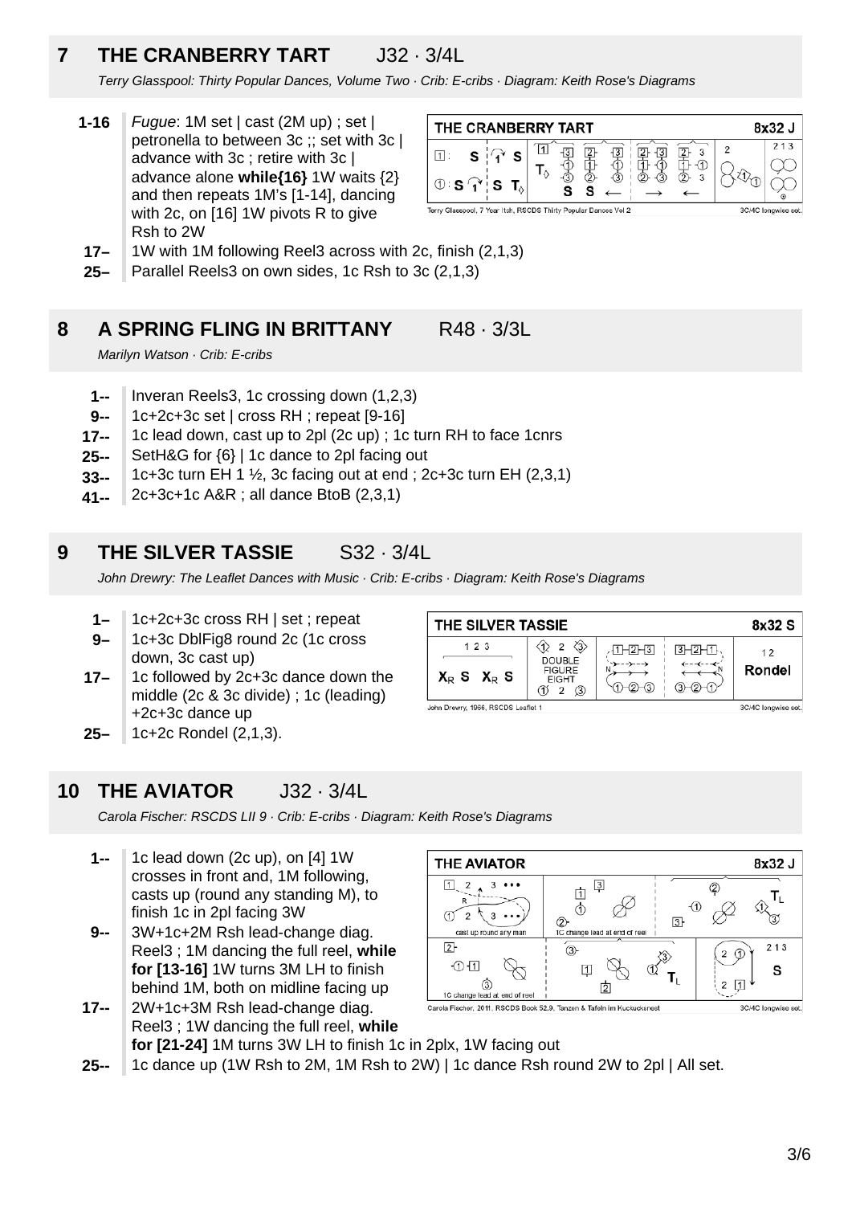## 7 THE CRANBERRY TART J32 · 3/4L

*Terry Glasspool: Thirty Popular Dances, Volume Two · Crib: E-cribs · Diagram: Keith Rose's Diagrams*

| | |
|---|---|
| **1-16** | *Fugue*: 1M set \| cast (2M up) ; set \| petronella to between 3c ;; set with 3c \| advance with 3c ; retire with 3c \| advance alone **while{16}** 1W waits {2} and then repeats 1M's [1-14], dancing with 2c, on [16] 1W pivots R to give Rsh to 2W |
| **17–** | 1W with 1M following Reel3 across with 2c, finish (2,1,3) |
| **25–** | Parallel Reels3 on own sides, 1c Rsh to 3c (2,1,3) |

## 8 A SPRING FLING IN BRITTANY R48 · 3/3L

*Marilyn Watson · Crib: E-cribs*

| | |
|---|---|
| **1--** | Inveran Reels3, 1c crossing down (1,2,3) |
| **9--** | 1c+2c+3c set \| cross RH ; repeat [9-16] |
| **17--** | 1c lead down, cast up to 2pl (2c up) ; 1c turn RH to face 1cnrs |
| **25--** | SetH&G for {6} \| 1c dance to 2pl facing out |
| **33--** | 1c+3c turn EH 1 ½, 3c facing out at end ; 2c+3c turn EH (2,3,1) |
| **41--** | 2c+3c+1c A&R ; all dance BtoB (2,3,1) |

## 9 THE SILVER TASSIE S32 · 3/4L

*John Drewry: The Leaflet Dances with Music · Crib: E-cribs · Diagram: Keith Rose's Diagrams*

| | |
|---|---|
| **1–** | 1c+2c+3c cross RH \| set ; repeat |
| **9–** | 1c+3c DblFig8 round 2c (1c cross down, 3c cast up) |
| **17–** | 1c followed by 2c+3c dance down the middle (2c & 3c divide) ; 1c (leading) +2c+3c dance up |
| **25–** | 1c+2c Rondel (2,1,3). |

## 10 THE AVIATOR J32 · 3/4L

*Carola Fischer: RSCDS LII 9 · Crib: E-cribs · Diagram: Keith Rose's Diagrams*

| | |
|---|---|
| **1--** | 1c lead down (2c up), on [4] 1W crosses in front and, 1M following, casts up (round any standing M), to finish 1c in 2pl facing 3W |
| **9--** | 3W+1c+2M Rsh lead-change diag. Reel3 ; 1M dancing the full reel, **while for [13-16]** 1W turns 3M LH to finish behind 1M, both on midline facing up |
| **17--** | 2W+1c+3M Rsh lead-change diag. Reel3 ; 1W dancing the full reel, **while for [21-24]** 1M turns 3W LH to finish 1c in 2plx, 1W facing out |
| **25--** | 1c dance up (1W Rsh to 2M, 1M Rsh to 2W) \| 1c dance Rsh round 2W to 2pl \| All set. |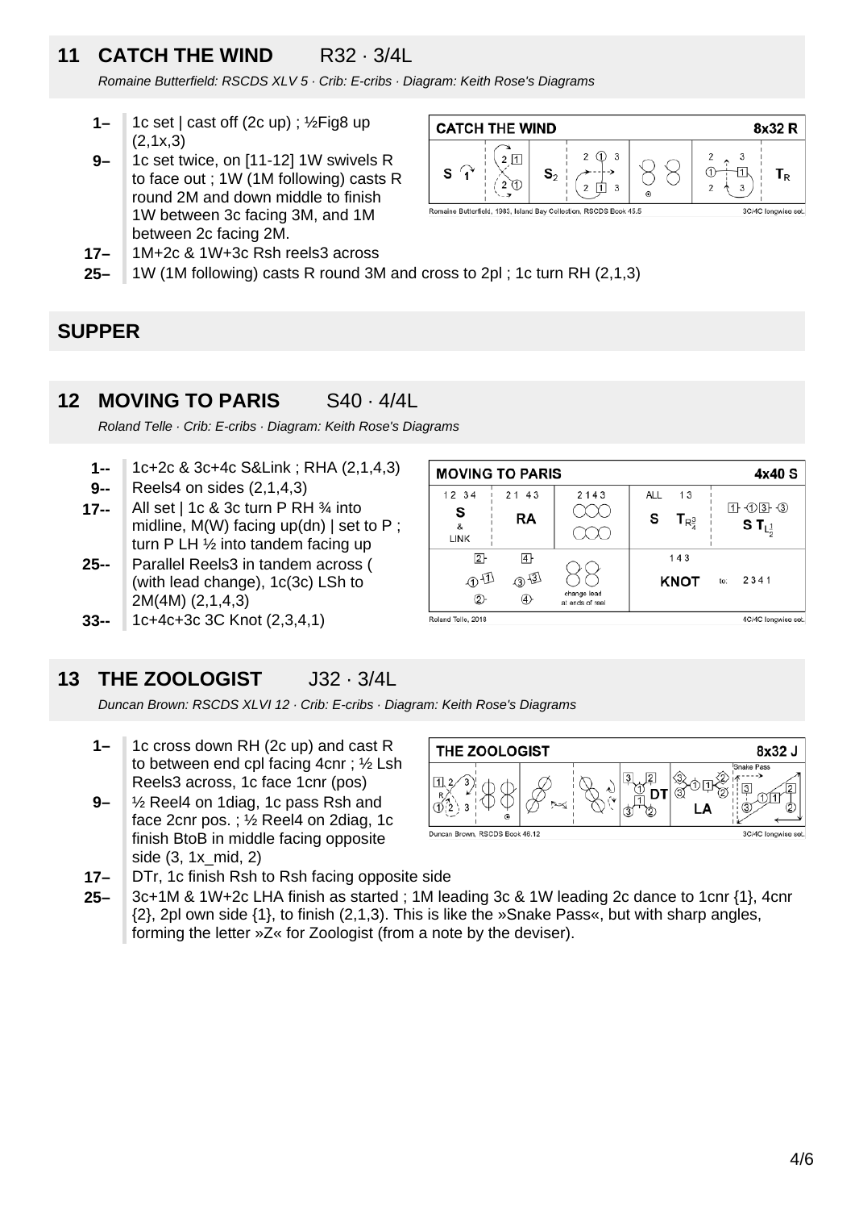## 11 CATCH THE WIND R32 · 3/4L

*Romaine Butterfield: RSCDS XLV 5 · Crib: E-cribs · Diagram: Keith Rose's Diagrams*

- **1–** 1c set | cast off (2c up) ; ½Fig8 up (2,1x,3)
- **9–** 1c set twice, on [11-12] 1W swivels R to face out ; 1W (1M following) casts R round 2M and down middle to finish 1W between 3c facing 3M, and 1M between 2c facing 2M.
- **17–** 1M+2c & 1W+3c Rsh reels3 across
- **25–** 1W (1M following) casts R round 3M and cross to 2pl ; 1c turn RH (2,1,3)

## SUPPER

## 12 MOVING TO PARIS S40 · 4/4L

*Roland Telle · Crib: E-cribs · Diagram: Keith Rose's Diagrams*

- **1--** 1c+2c & 3c+4c S&Link ; RHA (2,1,4,3)
- **9--** Reels4 on sides (2,1,4,3)
- **17--** All set | 1c & 3c turn P RH ¾ into midline, M(W) facing up(dn) | set to P ; turn P LH ½ into tandem facing up
- **25--** Parallel Reels3 in tandem across ( (with lead change), 1c(3c) LSh to 2M(4M) (2,1,4,3)
- **33--** 1c+4c+3c 3C Knot (2,3,4,1)

## 13 THE ZOOLOGIST J32 · 3/4L

*Duncan Brown: RSCDS XLVI 12 · Crib: E-cribs · Diagram: Keith Rose's Diagrams*

- **1–** 1c cross down RH (2c up) and cast R to between end cpl facing 4cnr ; ½ Lsh Reels3 across, 1c face 1cnr (pos)
- **9–** ½ Reel4 on 1diag, 1c pass Rsh and face 2cnr pos. ; ½ Reel4 on 2diag, 1c finish BtoB in middle facing opposite side (3, 1x_mid, 2)
- **17–** DTr, 1c finish Rsh to Rsh facing opposite side
- **25–** 3c+1M & 1W+2c LHA finish as started ; 1M leading 3c & 1W leading 2c dance to 1cnr {1}, 4cnr {2}, 2pl own side {1}, to finish (2,1,3). This is like the »Snake Pass«, but with sharp angles, forming the letter »Z« for Zoologist (from a note by the deviser).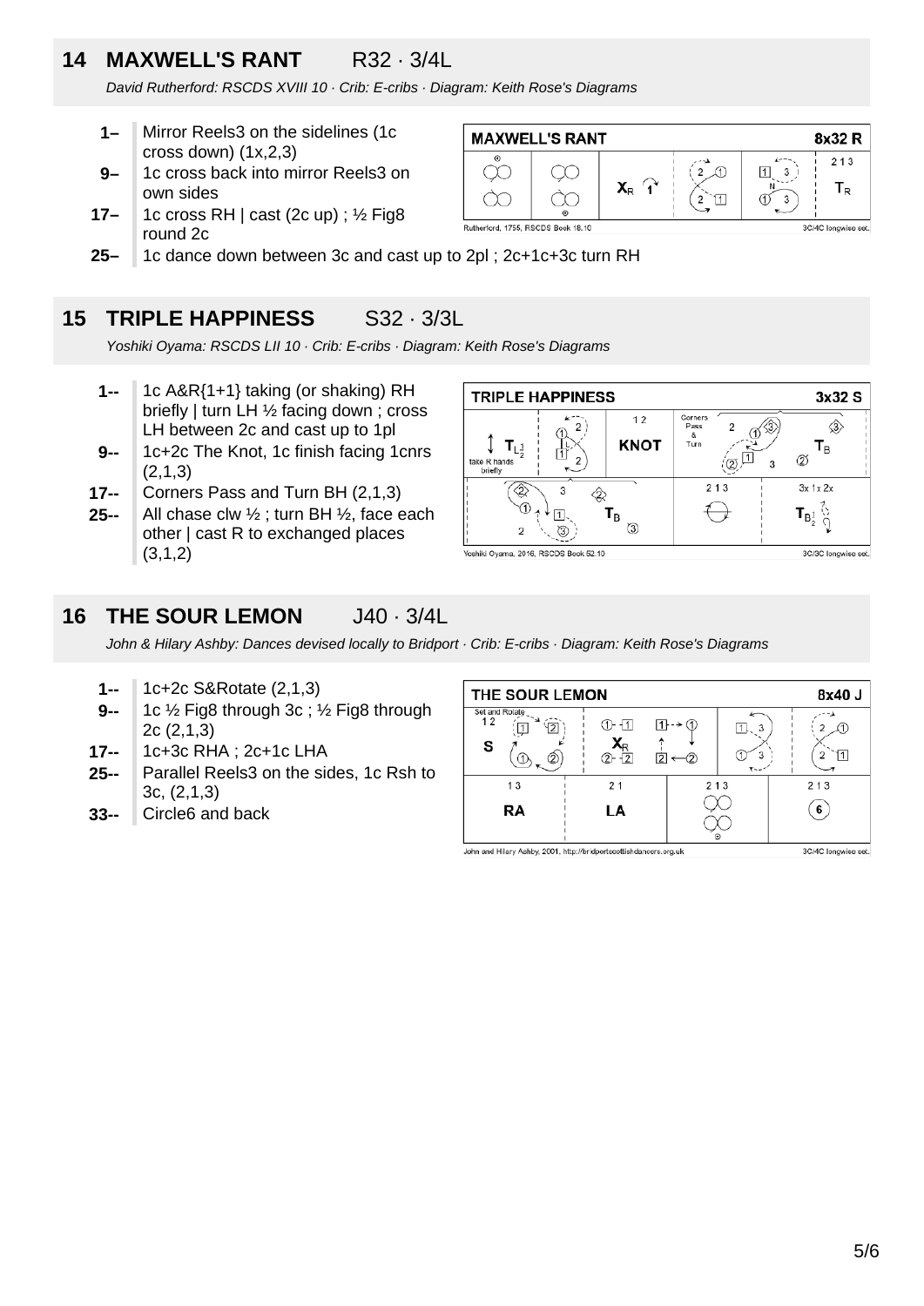## 14 MAXWELL'S RANT R32 · 3/4L

*David Rutherford: RSCDS XVIII 10 · Crib: E-cribs · Diagram: Keith Rose's Diagrams*

- **1–** Mirror Reels3 on the sidelines (1c cross down) (1x,2,3)
- **9–** 1c cross back into mirror Reels3 on own sides
- **17–** 1c cross RH | cast (2c up) ; ½ Fig8 round 2c
- **25–** 1c dance down between 3c and cast up to 2pl ; 2c+1c+3c turn RH

## 15 TRIPLE HAPPINESS S32 · 3/3L

*Yoshiki Oyama: RSCDS LII 10 · Crib: E-cribs · Diagram: Keith Rose's Diagrams*

- **1--** 1c A&R{1+1} taking (or shaking) RH briefly | turn LH ½ facing down ; cross LH between 2c and cast up to 1pl
- **9--** 1c+2c The Knot, 1c finish facing 1cnrs (2,1,3)
- **17--** Corners Pass and Turn BH (2,1,3)
- **25--** All chase clw ½ ; turn BH ½, face each other | cast R to exchanged places (3,1,2)

## 16 THE SOUR LEMON J40 · 3/4L

*John & Hilary Ashby: Dances devised locally to Bridport · Crib: E-cribs · Diagram: Keith Rose's Diagrams*

- **1--** 1c+2c S&Rotate (2,1,3)
- **9--** 1c ½ Fig8 through 3c ; ½ Fig8 through 2c (2,1,3)
- **17--** 1c+3c RHA ; 2c+1c LHA
- **25--** Parallel Reels3 on the sides, 1c Rsh to 3c, (2,1,3)
- **33--** Circle6 and back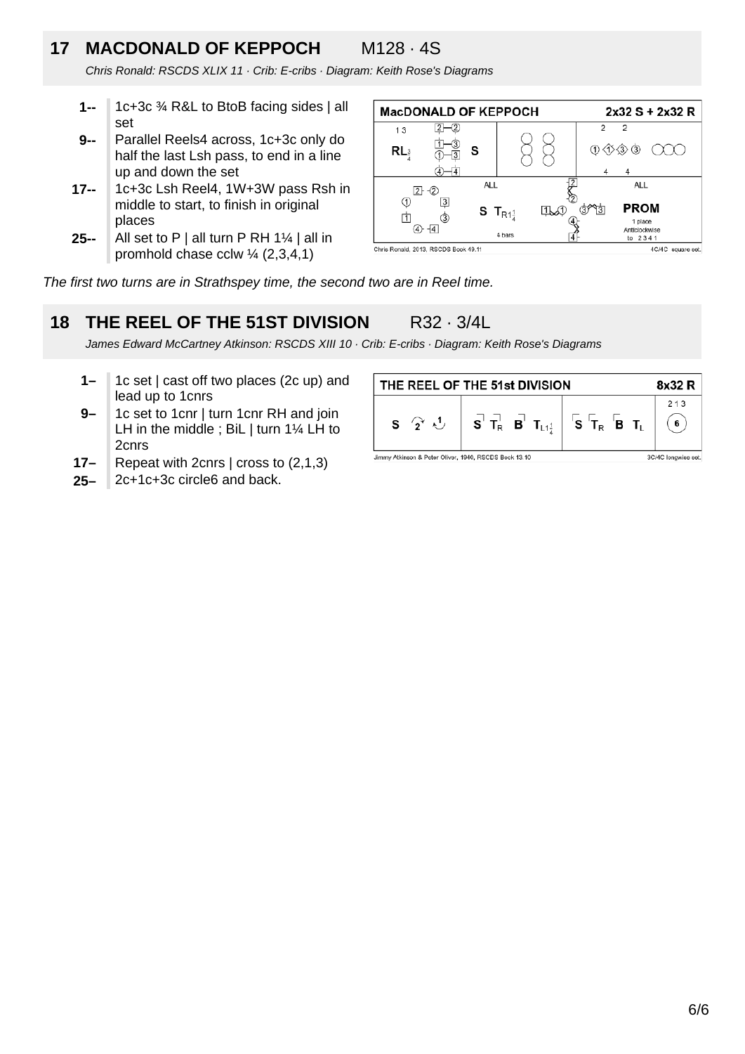## 17 MACDONALD OF KEPPOCH M128 · 4S

*Chris Ronald: RSCDS XLIX 11 · Crib: E-cribs · Diagram: Keith Rose's Diagrams*

| | |
|---|---|
| **1--** | 1c+3c ¾ R&L to BtoB facing sides \| all set |
| **9--** | Parallel Reels4 across, 1c+3c only do half the last Lsh pass, to end in a line up and down the set |
| **17--** | 1c+3c Lsh Reel4, 1W+3W pass Rsh in middle to start, to finish in original places |
| **25--** | All set to P \| all turn P RH 1¼ \| all in promhold chase cclw ¼ (2,3,4,1) |

MacDONALD OF KEPPOCH 2x32 S + 2x32 R

Chris Ronald, 2013, RSCDS Book 49.11 4C/4C square set.

*The first two turns are in Strathspey time, the second two are in Reel time.*

## 18 THE REEL OF THE 51ST DIVISION R32 · 3/4L

*James Edward McCartney Atkinson: RSCDS XIII 10 · Crib: E-cribs · Diagram: Keith Rose's Diagrams*

| | |
|---|---|
| **1–** | 1c set \| cast off two places (2c up) and lead up to 1cnrs |
| **9–** | 1c set to 1cnr \| turn 1cnr RH and join LH in the middle ; BiL \| turn 1¼ LH to 2cnrs |
| **17–** | Repeat with 2cnrs \| cross to (2,1,3) |
| **25–** | 2c+1c+3c circle6 and back. |

THE REEL OF THE 51st DIVISION 8x32 R

Jimmy Atkinson & Peter Oliver, 1940, RSCDS Book 13.10 3C/4C longwise set.